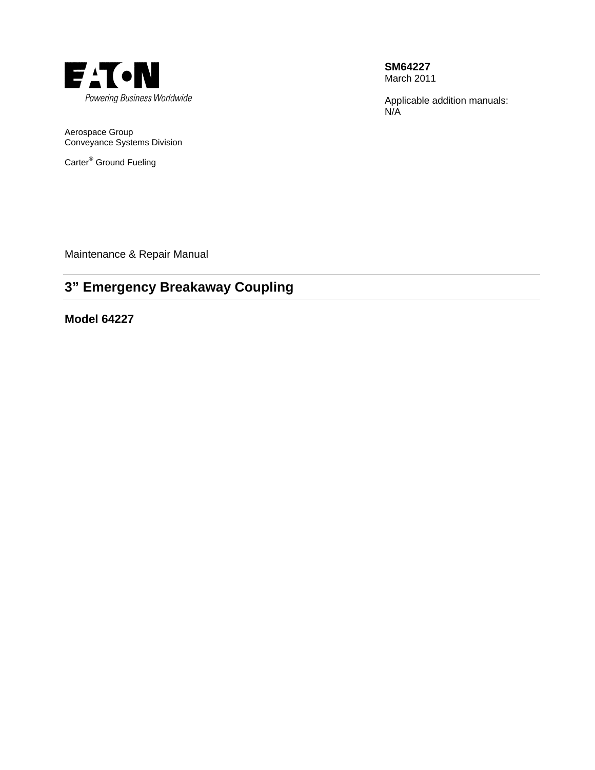EATON

Powering Business Worldwide

**SM64227**
March 2011

Applicable addition manuals:
N/A

Aerospace Group
Conveyance Systems Division

Carter® Ground Fueling

Maintenance & Repair Manual

# 3" Emergency Breakaway Coupling

## Model 64227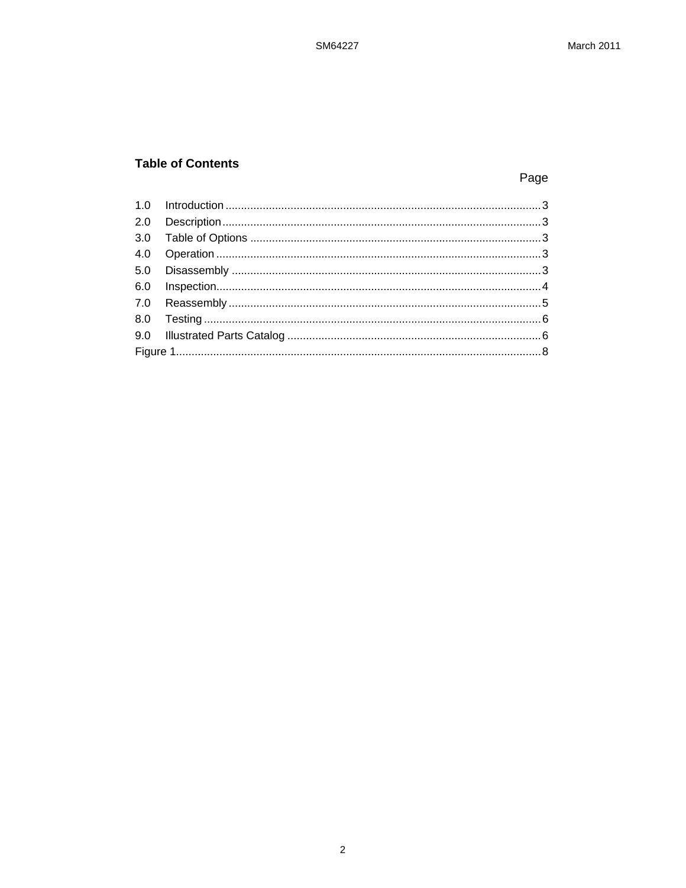## Table of Contents

| | | Page |
|---|---|---|
| 1.0 | Introduction | 3 |
| 2.0 | Description | 3 |
| 3.0 | Table of Options | 3 |
| 4.0 | Operation | 3 |
| 5.0 | Disassembly | 3 |
| 6.0 | Inspection | 4 |
| 7.0 | Reassembly | 5 |
| 8.0 | Testing | 6 |
| 9.0 | Illustrated Parts Catalog | 6 |
| Figure 1 | | 8 |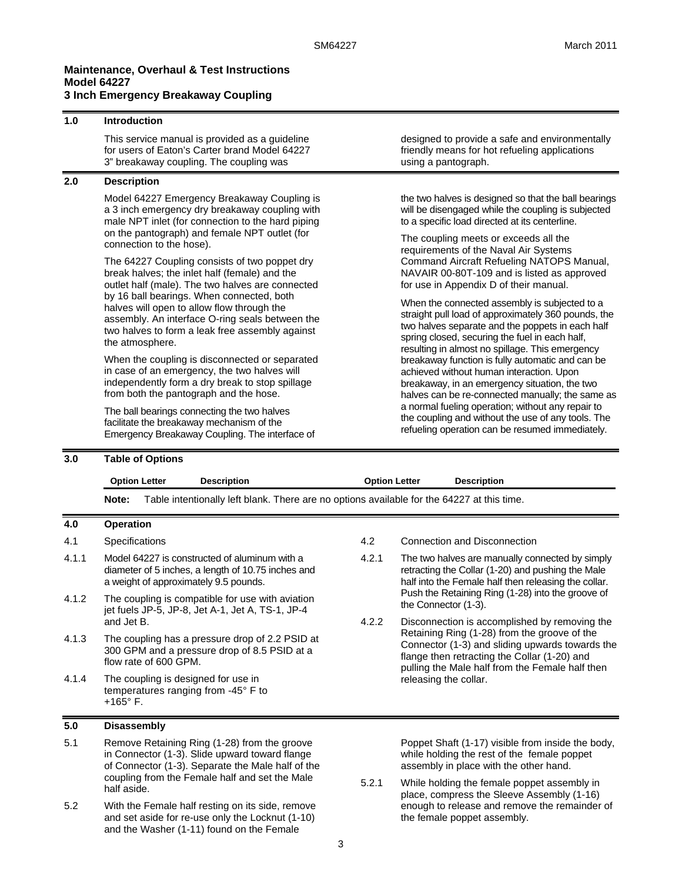**Maintenance, Overhaul & Test Instructions**
**Model 64227**
**3 Inch Emergency Breakaway Coupling**

## 1.0 Introduction

This service manual is provided as a guideline for users of Eaton's Carter brand Model 64227 3" breakaway coupling. The coupling was designed to provide a safe and environmentally friendly means for hot refueling applications using a pantograph.

## 2.0 Description

Model 64227 Emergency Breakaway Coupling is a 3 inch emergency dry breakaway coupling with male NPT inlet (for connection to the hard piping on the pantograph) and female NPT outlet (for connection to the hose).

The 64227 Coupling consists of two poppet dry break halves; the inlet half (female) and the outlet half (male). The two halves are connected by 16 ball bearings. When connected, both halves will open to allow flow through the assembly. An interface O-ring seals between the two halves to form a leak free assembly against the atmosphere.

When the coupling is disconnected or separated in case of an emergency, the two halves will independently form a dry break to stop spillage from both the pantograph and the hose.

The ball bearings connecting the two halves facilitate the breakaway mechanism of the Emergency Breakaway Coupling. The interface of the two halves is designed so that the ball bearings will be disengaged while the coupling is subjected to a specific load directed at its centerline.

The coupling meets or exceeds all the requirements of the Naval Air Systems Command Aircraft Refueling NATOPS Manual, NAVAIR 00-80T-109 and is listed as approved for use in Appendix D of their manual.

When the connected assembly is subjected to a straight pull load of approximately 360 pounds, the two halves separate and the poppets in each half spring closed, securing the fuel in each half, resulting in almost no spillage. This emergency breakaway function is fully automatic and can be achieved without human interaction. Upon breakaway, in an emergency situation, the two halves can be re-connected manually; the same as a normal fueling operation; without any repair to the coupling and without the use of any tools. The refueling operation can be resumed immediately.

## 3.0 Table of Options

| Option Letter | Description | Option Letter | Description |
|---|---|---|---|

**Note:** Table intentionally left blank. There are no options available for the 64227 at this time.

## 4.0 Operation

4.1 Specifications

4.1.1 Model 64227 is constructed of aluminum with a diameter of 5 inches, a length of 10.75 inches and a weight of approximately 9.5 pounds.

4.1.2 The coupling is compatible for use with aviation jet fuels JP-5, JP-8, Jet A-1, Jet A, TS-1, JP-4 and Jet B.

4.1.3 The coupling has a pressure drop of 2.2 PSID at 300 GPM and a pressure drop of 8.5 PSID at a flow rate of 600 GPM.

4.1.4 The coupling is designed for use in temperatures ranging from -45° F to +165° F.

4.2 Connection and Disconnection

4.2.1 The two halves are manually connected by simply retracting the Collar (1-20) and pushing the Male half into the Female half then releasing the collar. Push the Retaining Ring (1-28) into the groove of the Connector (1-3).

4.2.2 Disconnection is accomplished by removing the Retaining Ring (1-28) from the groove of the Connector (1-3) and sliding upwards towards the flange then retracting the Collar (1-20) and pulling the Male half from the Female half then releasing the collar.

## 5.0 Disassembly

5.1 Remove Retaining Ring (1-28) from the groove in Connector (1-3). Slide upward toward flange of Connector (1-3). Separate the Male half of the coupling from the Female half and set the Male half aside.

5.2 With the Female half resting on its side, remove and set aside for re-use only the Locknut (1-10) and the Washer (1-11) found on the Female Poppet Shaft (1-17) visible from inside the body, while holding the rest of the female poppet assembly in place with the other hand.

5.2.1 While holding the female poppet assembly in place, compress the Sleeve Assembly (1-16) enough to release and remove the remainder of the female poppet assembly.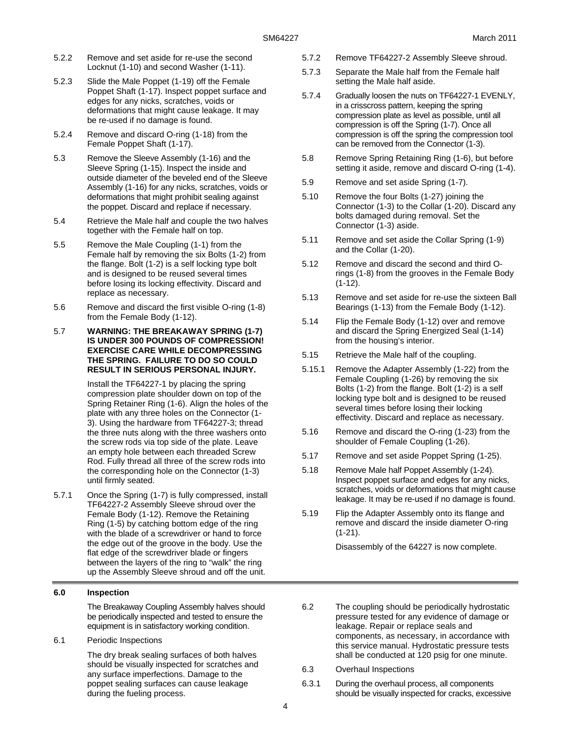5.2.2 Remove and set aside for re-use the second Locknut (1-10) and second Washer (1-11).

5.2.3 Slide the Male Poppet (1-19) off the Female Poppet Shaft (1-17). Inspect poppet surface and edges for any nicks, scratches, voids or deformations that might cause leakage. It may be re-used if no damage is found.

5.2.4 Remove and discard O-ring (1-18) from the Female Poppet Shaft (1-17).

5.3 Remove the Sleeve Assembly (1-16) and the Sleeve Spring (1-15). Inspect the inside and outside diameter of the beveled end of the Sleeve Assembly (1-16) for any nicks, scratches, voids or deformations that might prohibit sealing against the poppet. Discard and replace if necessary.

5.4 Retrieve the Male half and couple the two halves together with the Female half on top.

5.5 Remove the Male Coupling (1-1) from the Female half by removing the six Bolts (1-2) from the flange. Bolt (1-2) is a self locking type bolt and is designed to be reused several times before losing its locking effectivity. Discard and replace as necessary.

5.6 Remove and discard the first visible O-ring (1-8) from the Female Body (1-12).

5.7 **WARNING: THE BREAKAWAY SPRING (1-7) IS UNDER 300 POUNDS OF COMPRESSION! EXERCISE CARE WHILE DECOMPRESSING THE SPRING. FAILURE TO DO SO COULD RESULT IN SERIOUS PERSONAL INJURY.**

Install the TF64227-1 by placing the spring compression plate shoulder down on top of the Spring Retainer Ring (1-6). Align the holes of the plate with any three holes on the Connector (1-3). Using the hardware from TF64227-3; thread the three nuts along with the three washers onto the screw rods via top side of the plate. Leave an empty hole between each threaded Screw Rod. Fully thread all three of the screw rods into the corresponding hole on the Connector (1-3) until firmly seated.

5.7.1 Once the Spring (1-7) is fully compressed, install TF64227-2 Assembly Sleeve shroud over the Female Body (1-12). Remove the Retaining Ring (1-5) by catching bottom edge of the ring with the blade of a screwdriver or hand to force the edge out of the groove in the body. Use the flat edge of the screwdriver blade or fingers between the layers of the ring to "walk" the ring up the Assembly Sleeve shroud and off the unit.

5.7.2 Remove TF64227-2 Assembly Sleeve shroud.

5.7.3 Separate the Male half from the Female half setting the Male half aside.

5.7.4 Gradually loosen the nuts on TF64227-1 EVENLY, in a crisscross pattern, keeping the spring compression plate as level as possible, until all compression is off the Spring (1-7). Once all compression is off the spring the compression tool can be removed from the Connector (1-3).

5.8 Remove Spring Retaining Ring (1-6), but before setting it aside, remove and discard O-ring (1-4).

5.9 Remove and set aside Spring (1-7).

5.10 Remove the four Bolts (1-27) joining the Connector (1-3) to the Collar (1-20). Discard any bolts damaged during removal. Set the Connector (1-3) aside.

5.11 Remove and set aside the Collar Spring (1-9) and the Collar (1-20).

5.12 Remove and discard the second and third O-rings (1-8) from the grooves in the Female Body (1-12).

5.13 Remove and set aside for re-use the sixteen Ball Bearings (1-13) from the Female Body (1-12).

5.14 Flip the Female Body (1-12) over and remove and discard the Spring Energized Seal (1-14) from the housing's interior.

5.15 Retrieve the Male half of the coupling.

5.15.1 Remove the Adapter Assembly (1-22) from the Female Coupling (1-26) by removing the six Bolts (1-2) from the flange. Bolt (1-2) is a self locking type bolt and is designed to be reused several times before losing their locking effectivity. Discard and replace as necessary.

5.16 Remove and discard the O-ring (1-23) from the shoulder of Female Coupling (1-26).

5.17 Remove and set aside Poppet Spring (1-25).

5.18 Remove Male half Poppet Assembly (1-24). Inspect poppet surface and edges for any nicks, scratches, voids or deformations that might cause leakage. It may be re-used if no damage is found.

5.19 Flip the Adapter Assembly onto its flange and remove and discard the inside diameter O-ring (1-21).

Disassembly of the 64227 is now complete.

## 6.0 Inspection

The Breakaway Coupling Assembly halves should be periodically inspected and tested to ensure the equipment is in satisfactory working condition.

6.1 Periodic Inspections

The dry break sealing surfaces of both halves should be visually inspected for scratches and any surface imperfections. Damage to the poppet sealing surfaces can cause leakage during the fueling process.

6.2 The coupling should be periodically hydrostatic pressure tested for any evidence of damage or leakage. Repair or replace seals and components, as necessary, in accordance with this service manual. Hydrostatic pressure tests shall be conducted at 120 psig for one minute.

6.3 Overhaul Inspections

6.3.1 During the overhaul process, all components should be visually inspected for cracks, excessive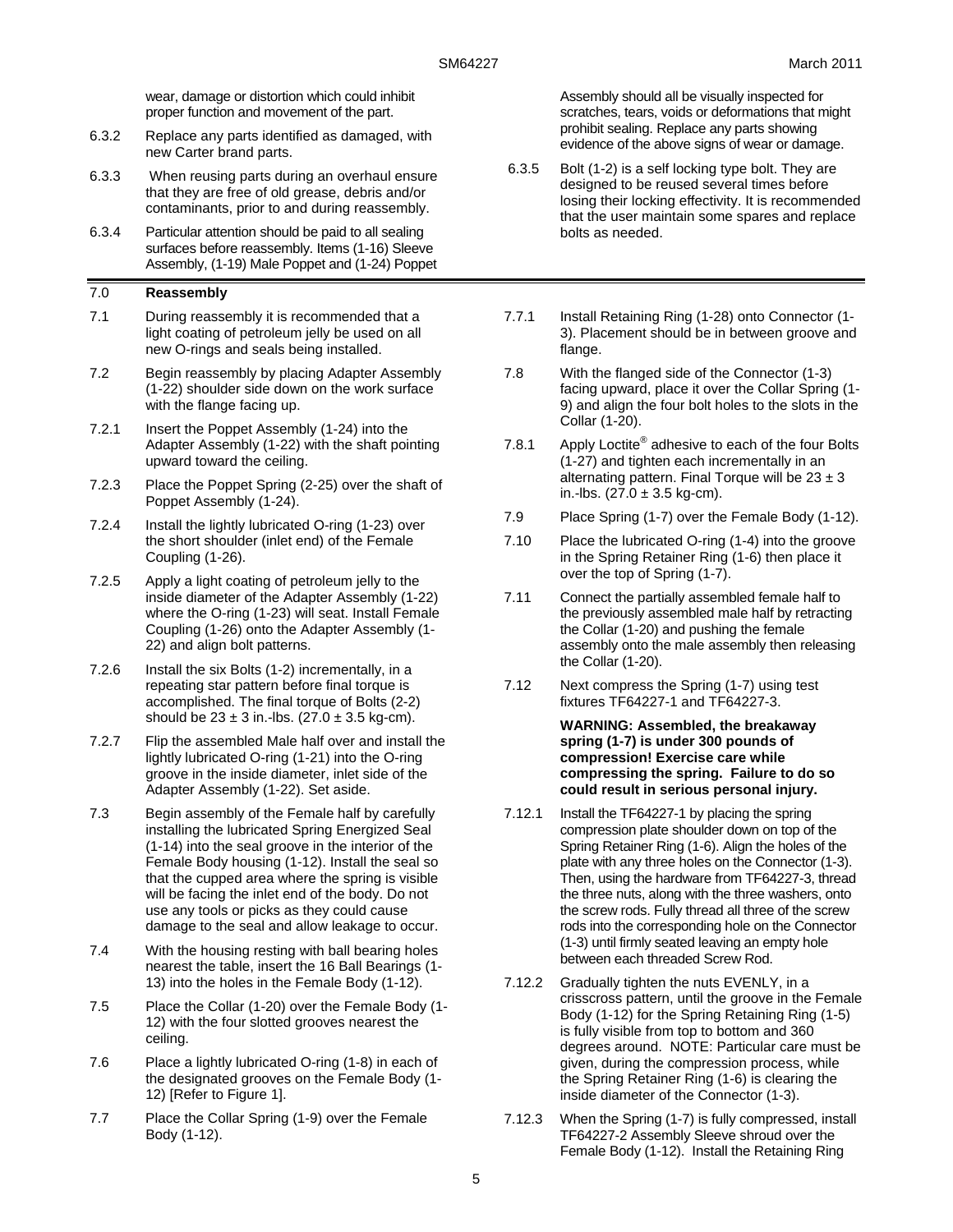wear, damage or distortion which could inhibit proper function and movement of the part.

6.3.2 Replace any parts identified as damaged, with new Carter brand parts.

6.3.3 When reusing parts during an overhaul ensure that they are free of old grease, debris and/or contaminants, prior to and during reassembly.

6.3.4 Particular attention should be paid to all sealing surfaces before reassembly. Items (1-16) Sleeve Assembly, (1-19) Male Poppet and (1-24) Poppet Assembly should all be visually inspected for scratches, tears, voids or deformations that might prohibit sealing. Replace any parts showing evidence of the above signs of wear or damage.

6.3.5 Bolt (1-2) is a self locking type bolt. They are designed to be reused several times before losing their locking effectivity. It is recommended that the user maintain some spares and replace bolts as needed.

## 7.0 Reassembly

7.1 During reassembly it is recommended that a light coating of petroleum jelly be used on all new O-rings and seals being installed.

7.2 Begin reassembly by placing Adapter Assembly (1-22) shoulder side down on the work surface with the flange facing up.

7.2.1 Insert the Poppet Assembly (1-24) into the Adapter Assembly (1-22) with the shaft pointing upward toward the ceiling.

7.2.3 Place the Poppet Spring (2-25) over the shaft of Poppet Assembly (1-24).

7.2.4 Install the lightly lubricated O-ring (1-23) over the short shoulder (inlet end) of the Female Coupling (1-26).

7.2.5 Apply a light coating of petroleum jelly to the inside diameter of the Adapter Assembly (1-22) where the O-ring (1-23) will seat. Install Female Coupling (1-26) onto the Adapter Assembly (1-22) and align bolt patterns.

7.2.6 Install the six Bolts (1-2) incrementally, in a repeating star pattern before final torque is accomplished. The final torque of Bolts (2-2) should be 23 ± 3 in.-lbs. (27.0 ± 3.5 kg-cm).

7.2.7 Flip the assembled Male half over and install the lightly lubricated O-ring (1-21) into the O-ring groove in the inside diameter, inlet side of the Adapter Assembly (1-22). Set aside.

7.3 Begin assembly of the Female half by carefully installing the lubricated Spring Energized Seal (1-14) into the seal groove in the interior of the Female Body housing (1-12). Install the seal so that the cupped area where the spring is visible will be facing the inlet end of the body. Do not use any tools or picks as they could cause damage to the seal and allow leakage to occur.

7.4 With the housing resting with ball bearing holes nearest the table, insert the 16 Ball Bearings (1-13) into the holes in the Female Body (1-12).

7.5 Place the Collar (1-20) over the Female Body (1-12) with the four slotted grooves nearest the ceiling.

7.6 Place a lightly lubricated O-ring (1-8) in each of the designated grooves on the Female Body (1-12) [Refer to Figure 1].

7.7 Place the Collar Spring (1-9) over the Female Body (1-12).

7.7.1 Install Retaining Ring (1-28) onto Connector (1-3). Placement should be in between groove and flange.

7.8 With the flanged side of the Connector (1-3) facing upward, place it over the Collar Spring (1-9) and align the four bolt holes to the slots in the Collar (1-20).

7.8.1 Apply Loctite® adhesive to each of the four Bolts (1-27) and tighten each incrementally in an alternating pattern. Final Torque will be 23 ± 3 in.-lbs. (27.0 ± 3.5 kg-cm).

7.9 Place Spring (1-7) over the Female Body (1-12).

7.10 Place the lubricated O-ring (1-4) into the groove in the Spring Retainer Ring (1-6) then place it over the top of Spring (1-7).

7.11 Connect the partially assembled female half to the previously assembled male half by retracting the Collar (1-20) and pushing the female assembly onto the male assembly then releasing the Collar (1-20).

7.12 Next compress the Spring (1-7) using test fixtures TF64227-1 and TF64227-3.

**WARNING: Assembled, the breakaway spring (1-7) is under 300 pounds of compression! Exercise care while compressing the spring. Failure to do so could result in serious personal injury.**

7.12.1 Install the TF64227-1 by placing the spring compression plate shoulder down on top of the Spring Retainer Ring (1-6). Align the holes of the plate with any three holes on the Connector (1-3). Then, using the hardware from TF64227-3, thread the three nuts, along with the three washers, onto the screw rods. Fully thread all three of the screw rods into the corresponding hole on the Connector (1-3) until firmly seated leaving an empty hole between each threaded Screw Rod.

7.12.2 Gradually tighten the nuts EVENLY, in a crisscross pattern, until the groove in the Female Body (1-12) for the Spring Retaining Ring (1-5) is fully visible from top to bottom and 360 degrees around. NOTE: Particular care must be given, during the compression process, while the Spring Retainer Ring (1-6) is clearing the inside diameter of the Connector (1-3).

7.12.3 When the Spring (1-7) is fully compressed, install TF64227-2 Assembly Sleeve shroud over the Female Body (1-12). Install the Retaining Ring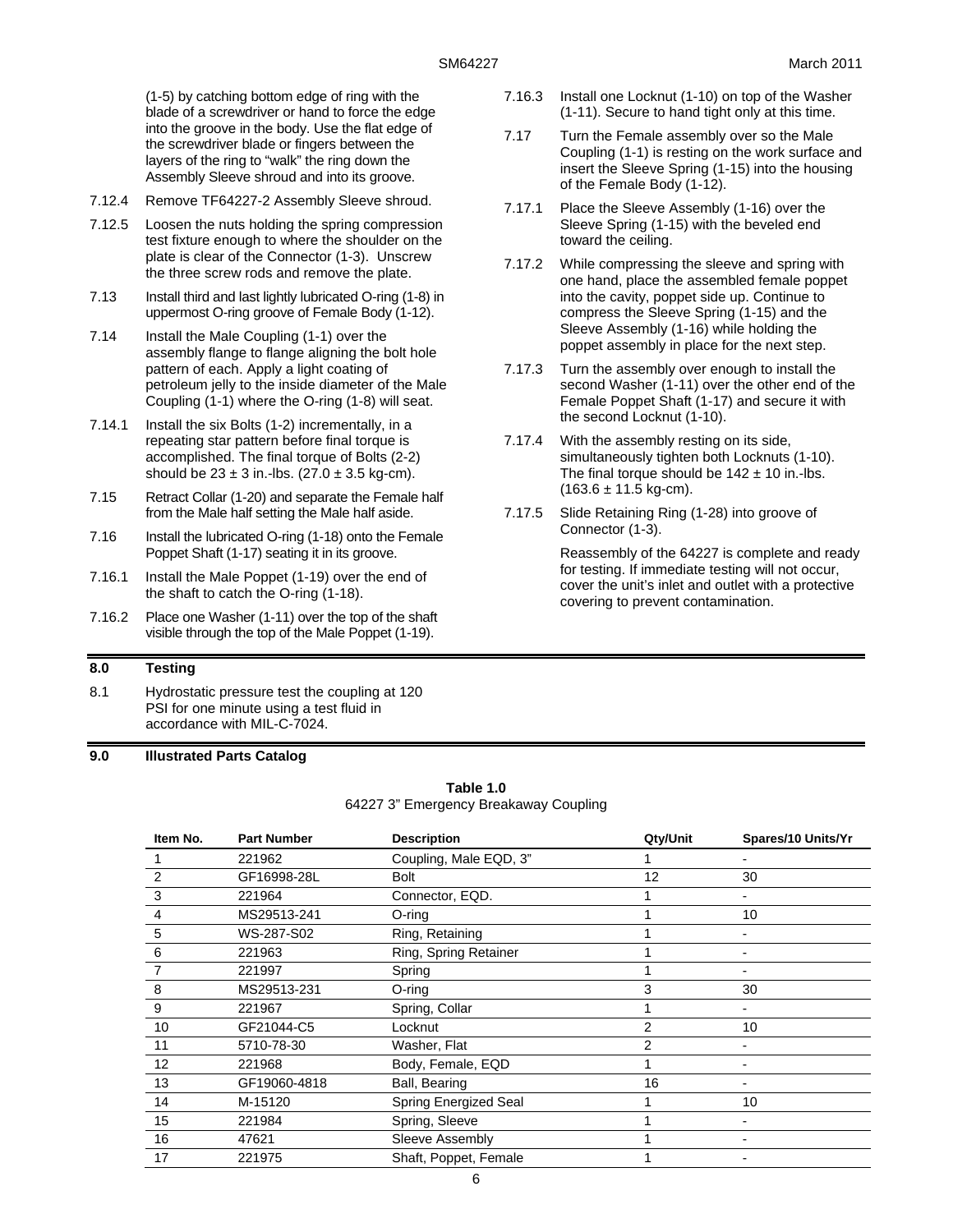(1-5) by catching bottom edge of ring with the blade of a screwdriver or hand to force the edge into the groove in the body. Use the flat edge of the screwdriver blade or fingers between the layers of the ring to "walk" the ring down the Assembly Sleeve shroud and into its groove.

7.12.4 Remove TF64227-2 Assembly Sleeve shroud.

7.12.5 Loosen the nuts holding the spring compression test fixture enough to where the shoulder on the plate is clear of the Connector (1-3). Unscrew the three screw rods and remove the plate.

7.13 Install third and last lightly lubricated O-ring (1-8) in uppermost O-ring groove of Female Body (1-12).

7.14 Install the Male Coupling (1-1) over the assembly flange to flange aligning the bolt hole pattern of each. Apply a light coating of petroleum jelly to the inside diameter of the Male Coupling (1-1) where the O-ring (1-8) will seat.

7.14.1 Install the six Bolts (1-2) incrementally, in a repeating star pattern before final torque is accomplished. The final torque of Bolts (2-2) should be 23 ± 3 in.-lbs. (27.0 ± 3.5 kg-cm).

7.15 Retract Collar (1-20) and separate the Female half from the Male half setting the Male half aside.

7.16 Install the lubricated O-ring (1-18) onto the Female Poppet Shaft (1-17) seating it in its groove.

7.16.1 Install the Male Poppet (1-19) over the end of the shaft to catch the O-ring (1-18).

7.16.2 Place one Washer (1-11) over the top of the shaft visible through the top of the Male Poppet (1-19).

7.16.3 Install one Locknut (1-10) on top of the Washer (1-11). Secure to hand tight only at this time.

7.17 Turn the Female assembly over so the Male Coupling (1-1) is resting on the work surface and insert the Sleeve Spring (1-15) into the housing of the Female Body (1-12).

7.17.1 Place the Sleeve Assembly (1-16) over the Sleeve Spring (1-15) with the beveled end toward the ceiling.

7.17.2 While compressing the sleeve and spring with one hand, place the assembled female poppet into the cavity, poppet side up. Continue to compress the Sleeve Spring (1-15) and the Sleeve Assembly (1-16) while holding the poppet assembly in place for the next step.

7.17.3 Turn the assembly over enough to install the second Washer (1-11) over the other end of the Female Poppet Shaft (1-17) and secure it with the second Locknut (1-10).

7.17.4 With the assembly resting on its side, simultaneously tighten both Locknuts (1-10). The final torque should be 142 ± 10 in.-lbs. (163.6 ± 11.5 kg-cm).

7.17.5 Slide Retaining Ring (1-28) into groove of Connector (1-3).

Reassembly of the 64227 is complete and ready for testing. If immediate testing will not occur, cover the unit's inlet and outlet with a protective covering to prevent contamination.

## 8.0 Testing

8.1 Hydrostatic pressure test the coupling at 120 PSI for one minute using a test fluid in accordance with MIL-C-7024.

## 9.0 Illustrated Parts Catalog

**Table 1.0**
64227 3" Emergency Breakaway Coupling

| Item No. | Part Number | Description | Qty/Unit | Spares/10 Units/Yr |
|---|---|---|---|---|
| 1 | 221962 | Coupling, Male EQD, 3" | 1 | - |
| 2 | GF16998-28L | Bolt | 12 | 30 |
| 3 | 221964 | Connector, EQD. | 1 | - |
| 4 | MS29513-241 | O-ring | 1 | 10 |
| 5 | WS-287-S02 | Ring, Retaining | 1 | - |
| 6 | 221963 | Ring, Spring Retainer | 1 | - |
| 7 | 221997 | Spring | 1 | - |
| 8 | MS29513-231 | O-ring | 3 | 30 |
| 9 | 221967 | Spring, Collar | 1 | - |
| 10 | GF21044-C5 | Locknut | 2 | 10 |
| 11 | 5710-78-30 | Washer, Flat | 2 | - |
| 12 | 221968 | Body, Female, EQD | 1 | - |
| 13 | GF19060-4818 | Ball, Bearing | 16 | - |
| 14 | M-15120 | Spring Energized Seal | 1 | 10 |
| 15 | 221984 | Spring, Sleeve | 1 | - |
| 16 | 47621 | Sleeve Assembly | 1 | - |
| 17 | 221975 | Shaft, Poppet, Female | 1 | - |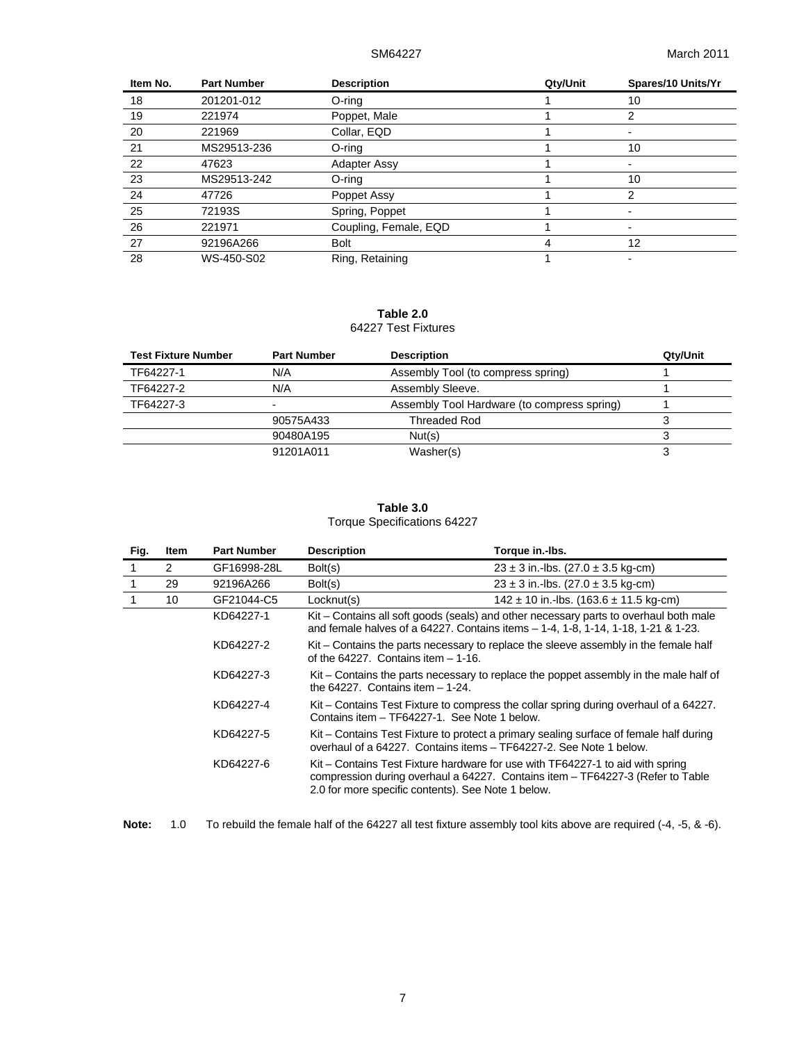| Item No. | Part Number | Description | Qty/Unit | Spares/10 Units/Yr |
|---|---|---|---|---|
| 18 | 201201-012 | O-ring | 1 | 10 |
| 19 | 221974 | Poppet, Male | 1 | 2 |
| 20 | 221969 | Collar, EQD | 1 | - |
| 21 | MS29513-236 | O-ring | 1 | 10 |
| 22 | 47623 | Adapter Assy | 1 | - |
| 23 | MS29513-242 | O-ring | 1 | 10 |
| 24 | 47726 | Poppet Assy | 1 | 2 |
| 25 | 72193S | Spring, Poppet | 1 | - |
| 26 | 221971 | Coupling, Female, EQD | 1 | - |
| 27 | 92196A266 | Bolt | 4 | 12 |
| 28 | WS-450-S02 | Ring, Retaining | 1 | - |

**Table 2.0**
64227 Test Fixtures

| Test Fixture Number | Part Number | Description | Qty/Unit |
|---|---|---|---|
| TF64227-1 | N/A | Assembly Tool (to compress spring) | 1 |
| TF64227-2 | N/A | Assembly Sleeve. | 1 |
| TF64227-3 | - | Assembly Tool Hardware (to compress spring) | 1 |
| | 90575A433 | Threaded Rod | 3 |
| | 90480A195 | Nut(s) | 3 |
| | 91201A011 | Washer(s) | 3 |

**Table 3.0**
Torque Specifications 64227

| Fig. | Item | Part Number | Description | Torque in.-lbs. |
|---|---|---|---|---|
| 1 | 2 | GF16998-28L | Bolt(s) | 23 ± 3 in.-lbs. (27.0 ± 3.5 kg-cm) |
| 1 | 29 | 92196A266 | Bolt(s) | 23 ± 3 in.-lbs. (27.0 ± 3.5 kg-cm) |
| 1 | 10 | GF21044-C5 | Locknut(s) | 142 ± 10 in.-lbs. (163.6 ± 11.5 kg-cm) |
| | | KD64227-1 | Kit – Contains all soft goods (seals) and other necessary parts to overhaul both male and female halves of a 64227. Contains items – 1-4, 1-8, 1-14, 1-18, 1-21 & 1-23. | |
| | | KD64227-2 | Kit – Contains the parts necessary to replace the sleeve assembly in the female half of the 64227. Contains item – 1-16. | |
| | | KD64227-3 | Kit – Contains the parts necessary to replace the poppet assembly in the male half of the 64227. Contains item – 1-24. | |
| | | KD64227-4 | Kit – Contains Test Fixture to compress the collar spring during overhaul of a 64227. Contains item – TF64227-1. See Note 1 below. | |
| | | KD64227-5 | Kit – Contains Test Fixture to protect a primary sealing surface of female half during overhaul of a 64227. Contains items – TF64227-2. See Note 1 below. | |
| | | KD64227-6 | Kit – Contains Test Fixture hardware for use with TF64227-1 to aid with spring compression during overhaul a 64227. Contains item – TF64227-3 (Refer to Table 2.0 for more specific contents). See Note 1 below. | |

**Note:** 1.0 To rebuild the female half of the 64227 all test fixture assembly tool kits above are required (-4, -5, & -6).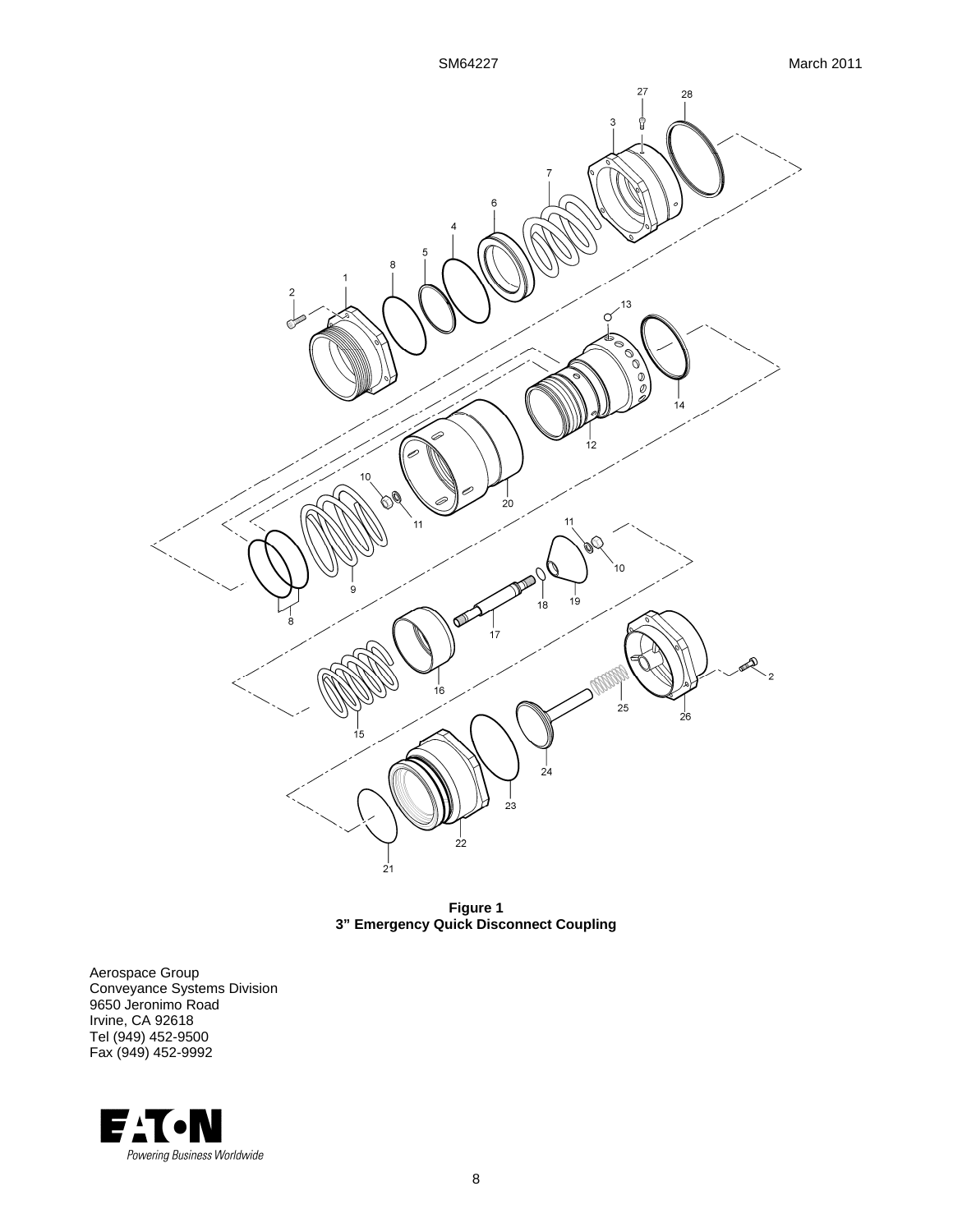2
1
8
5
4
6
7
3
27
28
13
14
12
20
10
11
9
8
11
10
19
18
17
16
15
25
26
2
24
23
22
21

**Figure 1**
**3" Emergency Quick Disconnect Coupling**

Aerospace Group
Conveyance Systems Division
9650 Jeronimo Road
Irvine, CA 92618
Tel (949) 452-9500
Fax (949) 452-9992

EATON
*Powering Business Worldwide*